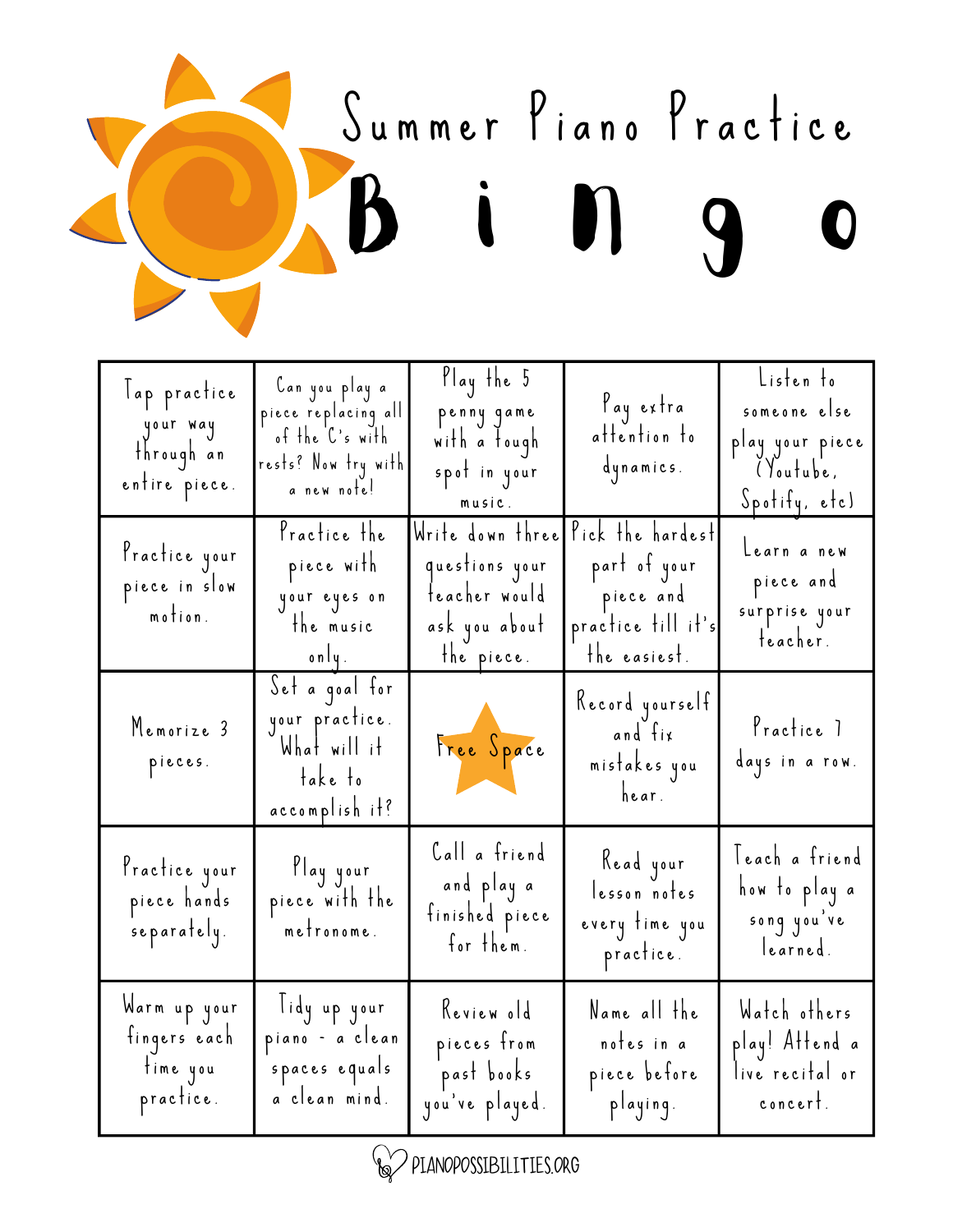# Summer Piano Practice Bingo

| B | I | N | G | O |
|---|---|---|---|---|
| Tap practice your way through an entire piece. | Can you play a piece replacing all of the C's with rests? Now try with a new note! | Play the 5 penny game with a tough spot in your music. | Pay extra attention to dynamics. | Listen to someone else play your piece (Youtube, Spotify, etc) |
| Practice your piece in slow motion. | Practice the piece with your eyes on the music only. | Write down three questions your teacher would ask you about the piece. | Pick the hardest part of your piece and practice till it's the easiest. | Learn a new piece and surprise your teacher. |
| Memorize 3 pieces. | Set a goal for your practice. What will it take to accomplish it? | Free Space | Record yourself and fix mistakes you hear. | Practice 7 days in a row. |
| Practice your piece hands separately. | Play your piece with the metronome. | Call a friend and play a finished piece for them. | Read your lesson notes every time you practice. | Teach a friend how to play a song you've learned. |
| Warm up your fingers each time you practice. | Tidy up your piano - a clean spaces equals a clean mind. | Review old pieces from past books you've played. | Name all the notes in a piece before playing. | Watch others play! Attend a live recital or concert. |

PIANOPOSSIBILITIES.ORG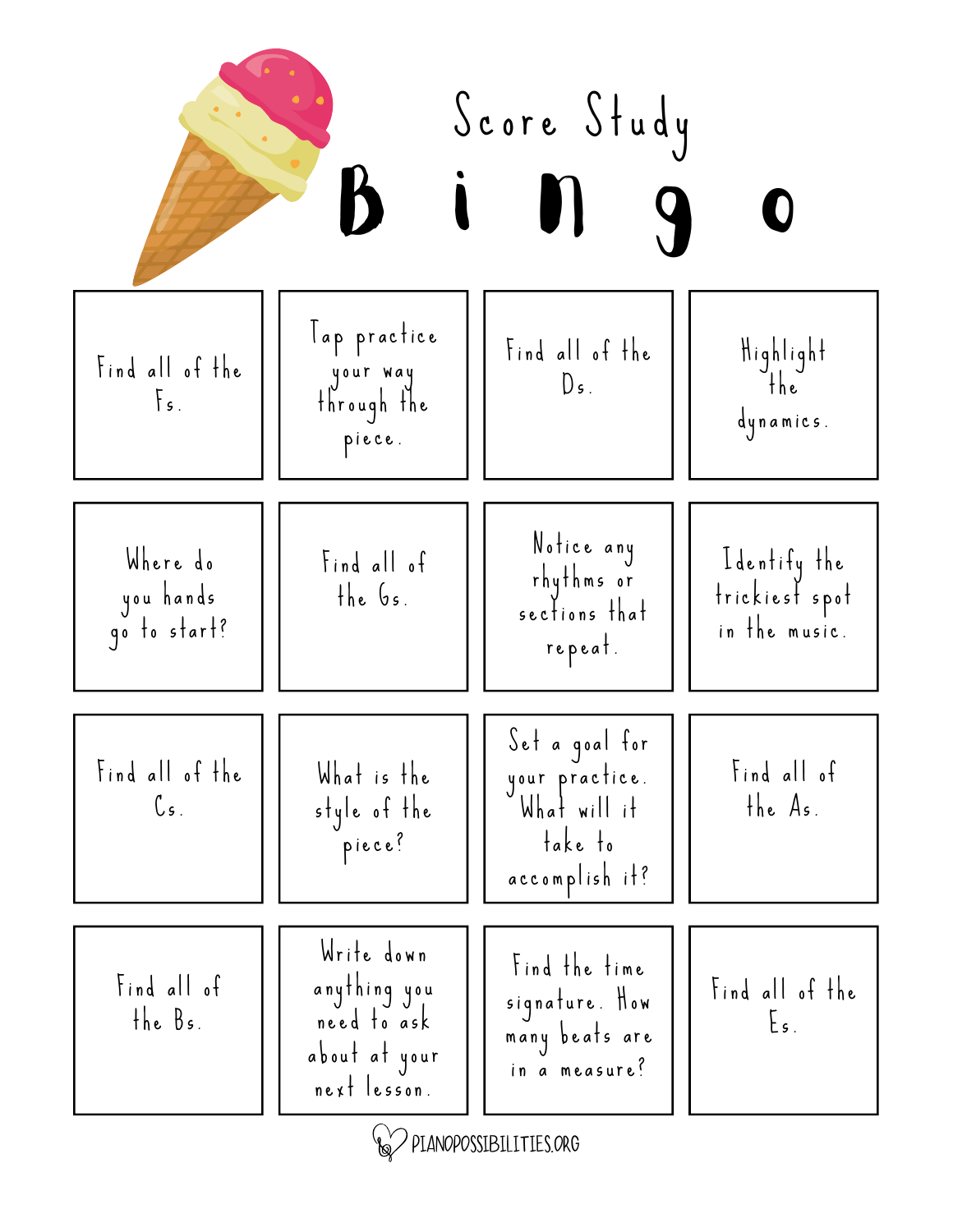# Score Study Bingo

| | | | |
|---|---|---|---|
| Find all of the Fs. | Tap practice your way through the piece. | Find all of the Ds. | Highlight the dynamics. |
| Where do you hands go to start? | Find all of the Gs. | Notice any rhythms or sections that repeat. | Identify the trickiest spot in the music. |
| Find all of the Cs. | What is the style of the piece? | Set a goal for your practice. What will it take to accomplish it? | Find all of the As. |
| Find all of the Bs. | Write down anything you need to ask about at your next lesson. | Find the time signature. How many beats are in a measure? | Find all of the Es. |

PIANOPOSSIBILITIES.ORG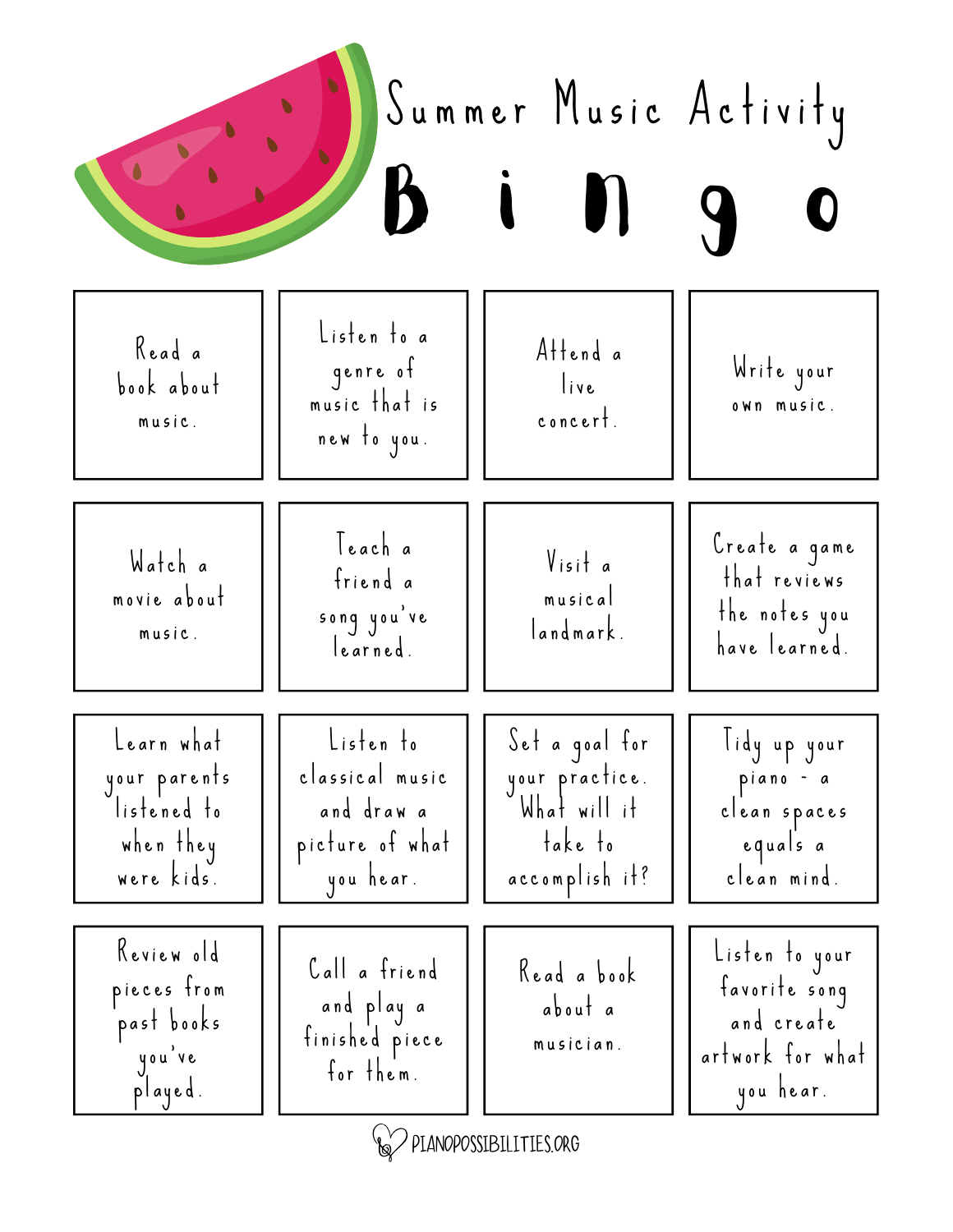# Summer Music Activity

# Bingo

| | | | |
|---|---|---|---|
| Read a book about music. | Listen to a genre of music that is new to you. | Attend a live concert. | Write your own music. |
| Watch a movie about music. | Teach a friend a song you've learned. | Visit a musical landmark. | Create a game that reviews the notes you have learned. |
| Learn what your parents listened to when they were kids. | Listen to classical music and draw a picture of what you hear. | Set a goal for your practice. What will it take to accomplish it? | Tidy up your piano - a clean spaces equals a clean mind. |
| Review old pieces from past books you've played. | Call a friend and play a finished piece for them. | Read a book about a musician. | Listen to your favorite song and create artwork for what you hear. |

PIANOPOSSIBILITIES.ORG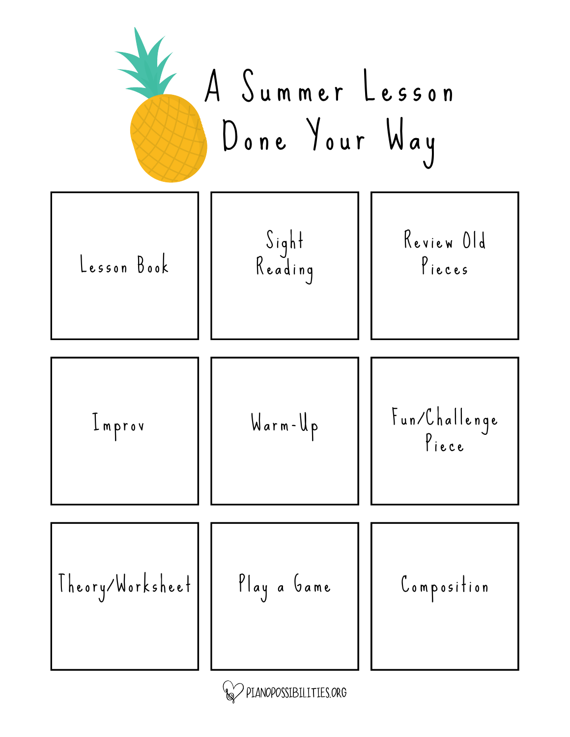# A Summer Lesson Done Your Way

| | | |
|---|---|---|
| Lesson Book | Sight Reading | Review Old Pieces |
| Improv | Warm-Up | Fun/Challenge Piece |
| Theory/Worksheet | Play a Game | Composition |

PIANOPOSSIBILITIES.ORG